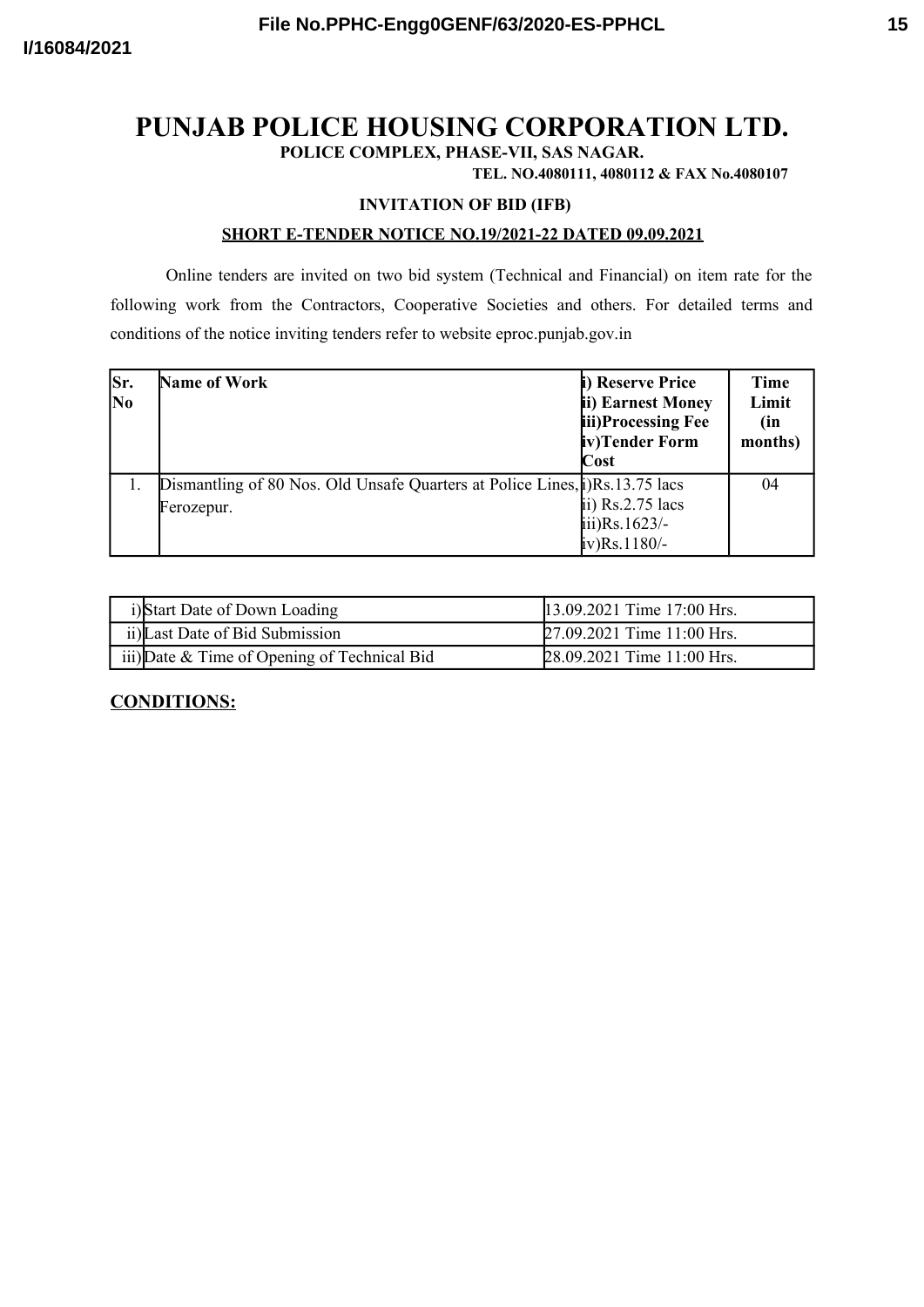# PUNJAB POLICE HOUSING CORPORATION LTD.

**POLICE COMPLEX, PHASE-VII, SAS NAGAR.**

**TEL. NO.4080111, 4080112 & FAX No.4080107**

**INVITATION OF BID (IFB)**

**SHORT E-TENDER NOTICE NO.19/2021-22 DATED 09.09.2021**

Online tenders are invited on two bid system (Technical and Financial) on item rate for the following work from the Contractors, Cooperative Societies and others. For detailed terms and conditions of the notice inviting tenders refer to website eproc.punjab.gov.in

| Sr. No | Name of Work | i) Reserve Price<br>ii) Earnest Money<br>iii)Processing Fee<br>iv)Tender Form Cost | Time Limit (in months) |
|---|---|---|---|
| 1. | Dismantling of 80 Nos. Old Unsafe Quarters at Police Lines, Ferozepur. | i)Rs.13.75 lacs<br>ii) Rs.2.75 lacs<br>iii)Rs.1623/-<br>iv)Rs.1180/- | 04 |

| | | |
|---|---|---|
| i) | Start Date of Down Loading | 13.09.2021 Time 17:00 Hrs. |
| ii) | Last Date of Bid Submission | 27.09.2021 Time 11:00 Hrs. |
| iii) | Date & Time of Opening of Technical Bid | 28.09.2021 Time 11:00 Hrs. |

**CONDITIONS:**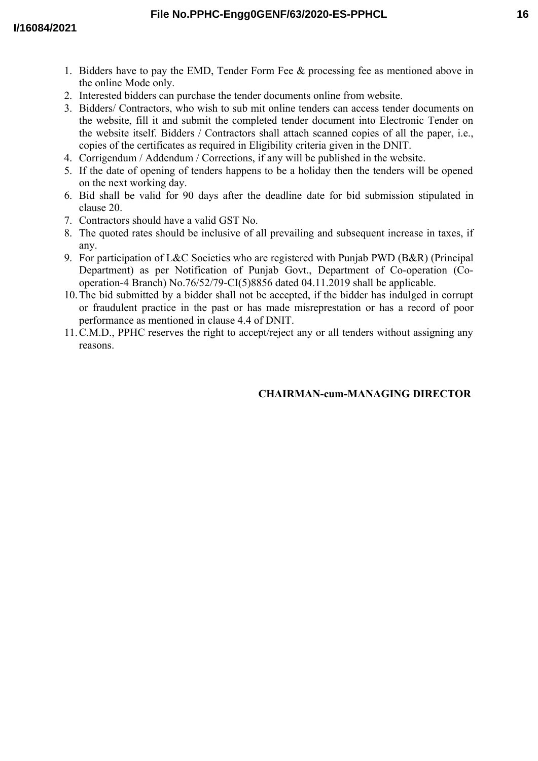1. Bidders have to pay the EMD, Tender Form Fee & processing fee as mentioned above in the online Mode only.
2. Interested bidders can purchase the tender documents online from website.
3. Bidders/ Contractors, who wish to sub mit online tenders can access tender documents on the website, fill it and submit the completed tender document into Electronic Tender on the website itself. Bidders / Contractors shall attach scanned copies of all the paper, i.e., copies of the certificates as required in Eligibility criteria given in the DNIT.
4. Corrigendum / Addendum / Corrections, if any will be published in the website.
5. If the date of opening of tenders happens to be a holiday then the tenders will be opened on the next working day.
6. Bid shall be valid for 90 days after the deadline date for bid submission stipulated in clause 20.
7. Contractors should have a valid GST No.
8. The quoted rates should be inclusive of all prevailing and subsequent increase in taxes, if any.
9. For participation of L&C Societies who are registered with Punjab PWD (B&R) (Principal Department) as per Notification of Punjab Govt., Department of Co-operation (Co-operation-4 Branch) No.76/52/79-CI(5)8856 dated 04.11.2019 shall be applicable.
10. The bid submitted by a bidder shall not be accepted, if the bidder has indulged in corrupt or fraudulent practice in the past or has made misreprestation or has a record of poor performance as mentioned in clause 4.4 of DNIT.
11. C.M.D., PPHC reserves the right to accept/reject any or all tenders without assigning any reasons.

**CHAIRMAN-cum-MANAGING DIRECTOR**